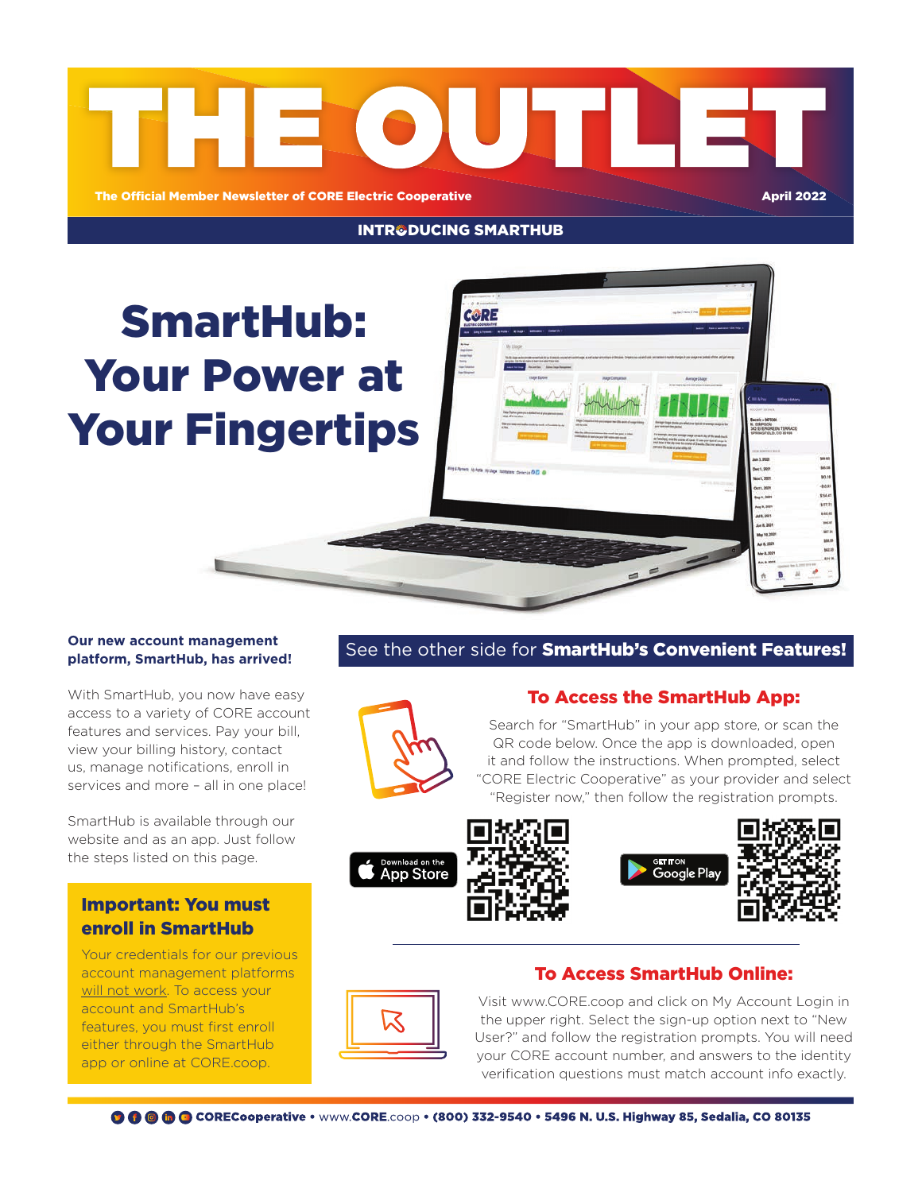# THE OUTLET

**The Official Member Newsletter of CORE Electric Cooperative** — April 2022

**INTRODUCING SMARTHUB**

# SmartHub: Your Power at Your Fingertips

**Our new account management platform, SmartHub, has arrived!**

With SmartHub, you now have easy access to a variety of CORE account features and services. Pay your bill, view your billing history, contact us, manage notifications, enroll in services and more – all in one place!

SmartHub is available through our website and as an app. Just follow the steps listed on this page.

### Important: You must enroll in SmartHub

Your credentials for our previous account management platforms will not work. To access your account and SmartHub's features, you must first enroll either through the SmartHub app or online at CORE.coop.

See the other side for **SmartHub's Convenient Features!**

## To Access the SmartHub App:

Search for "SmartHub" in your app store, or scan the QR code below. Once the app is downloaded, open it and follow the instructions. When prompted, select "CORE Electric Cooperative" as your provider and select "Register now," then follow the registration prompts.

Download on the App Store

GET IT ON Google Play

## To Access SmartHub Online:

Visit www.CORE.coop and click on My Account Login in the upper right. Select the sign-up option next to "New User?" and follow the registration prompts. You will need your CORE account number, and answers to the identity verification questions must match account info exactly.

CORECooperative • www.CORE.coop • (800) 332-9540 • 5496 N. U.S. Highway 85, Sedalia, CO 80135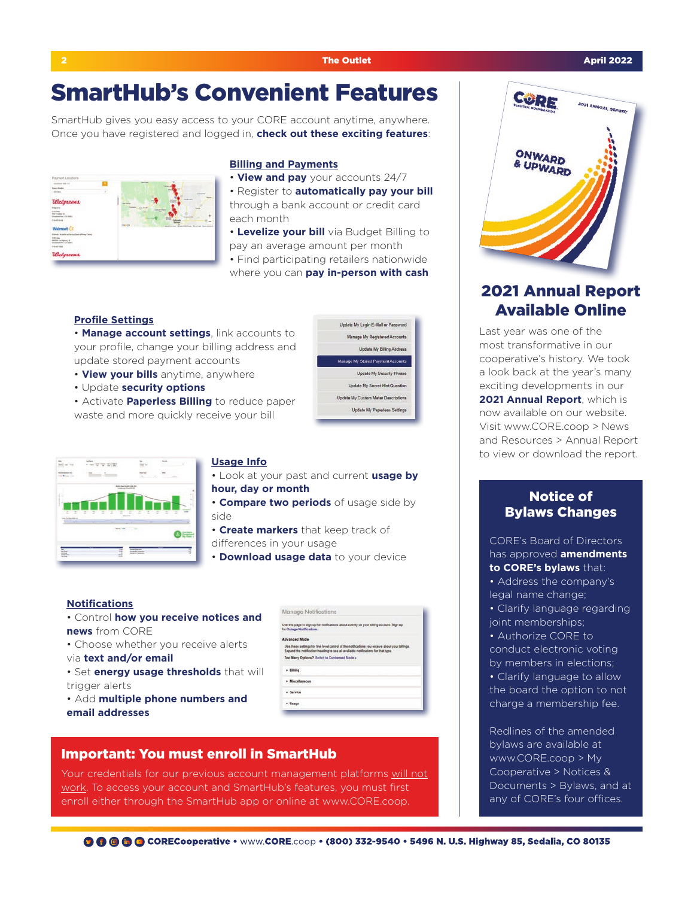# SmartHub's Convenient Features

SmartHub gives you easy access to your CORE account anytime, anywhere. Once you have registered and logged in, **check out these exciting features**:

## Billing and Payments

- **View and pay** your accounts 24/7
- Register to **automatically pay your bill** through a bank account or credit card each month
- **Levelize your bill** via Budget Billing to pay an average amount per month
- Find participating retailers nationwide where you can **pay in-person with cash**

## Profile Settings

- **Manage account settings**, link accounts to your profile, change your billing address and update stored payment accounts
- **View your bills** anytime, anywhere
- Update **security options**
- Activate **Paperless Billing** to reduce paper waste and more quickly receive your bill

## Usage Info

- Look at your past and current **usage by hour, day or month**
- **Compare two periods** of usage side by side
- **Create markers** that keep track of differences in your usage
- **Download usage data** to your device

## Notifications

- Control **how you receive notices and news** from CORE
- Choose whether you receive alerts via **text and/or email**
- Set **energy usage thresholds** that will trigger alerts
- Add **multiple phone numbers and email addresses**

## Important: You must enroll in SmartHub

Your credentials for our previous account management platforms will not work. To access your account and SmartHub's features, you must first enroll either through the SmartHub app or online at www.CORE.coop.

## 2021 Annual Report Available Online

Last year was one of the most transformative in our cooperative's history. We took a look back at the year's many exciting developments in our **2021 Annual Report**, which is now available on our website. Visit www.CORE.coop > News and Resources > Annual Report to view or download the report.

## Notice of Bylaws Changes

CORE's Board of Directors has approved **amendments to CORE's bylaws** that:

- Address the company's legal name change;
- Clarify language regarding joint memberships;
- Authorize CORE to conduct electronic voting by members in elections;
- Clarify language to allow the board the option to not charge a membership fee.

Redlines of the amended bylaws are available at www.CORE.coop > My Cooperative > Notices & Documents > Bylaws, and at any of CORE's four offices.

**CORECooperative** • www.**CORE**.coop • **(800) 332-9540 • 5496 N. U.S. Highway 85, Sedalia, CO 80135**